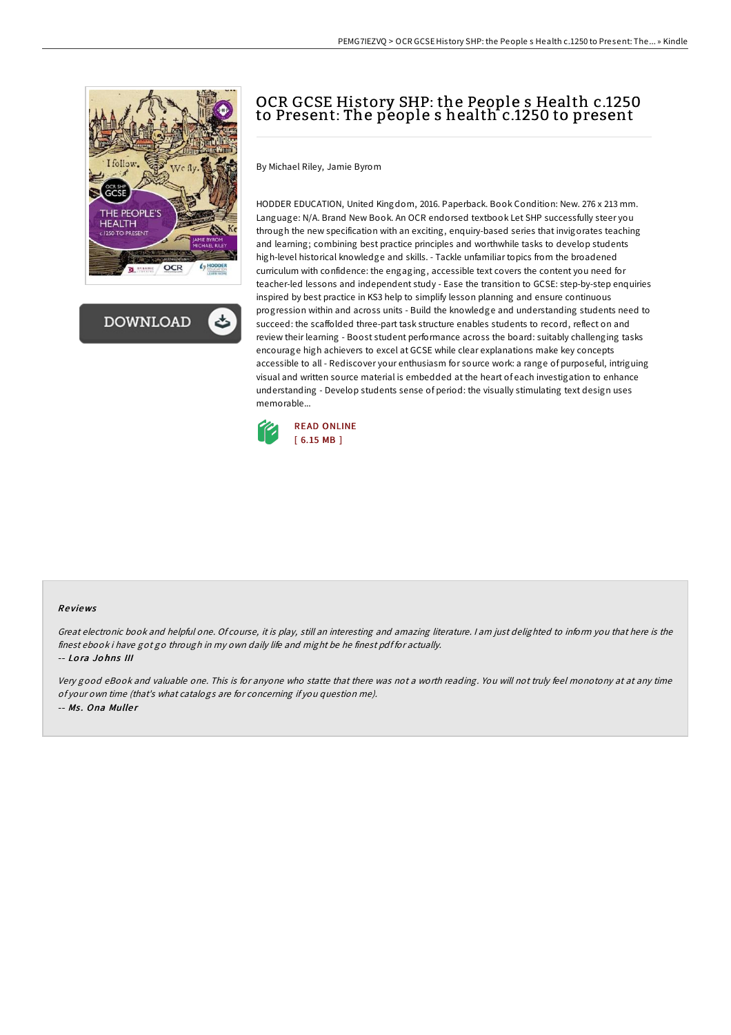# OCR GCSE History SHP: the People s Health c.1250 to Present: The people s health c.1250 to present

By Michael Riley, Jamie Byrom

HODDER EDUCATION, United Kingdom, 2016. Paperback. Book Condition: New. 276 x 213 mm. Language: N/A. Brand New Book. An OCR endorsed textbook Let SHP successfully steer you through the new specification with an exciting, enquiry-based series that invigorates teaching and learning; combining best practice principles and worthwhile tasks to develop students high-level historical knowledge and skills. - Tackle unfamiliar topics from the broadened curriculum with confidence: the engaging, accessible text covers the content you need for teacher-led lessons and independent study - Ease the transition to GCSE: step-by-step enquiries inspired by best practice in KS3 help to simplify lesson planning and ensure continuous progression within and across units - Build the knowledge and understanding students need to succeed: the scaffolded three-part task structure enables students to record, reflect on and review their learning - Boost student performance across the board: suitably challenging tasks encourage high achievers to excel at GCSE while clear explanations make key concepts accessible to all - Rediscover your enthusiasm for source work: a range of purposeful, intriguing visual and written source material is embedded at the heart of each investigation to enhance understanding - Develop students sense of period: the visually stimulating text design uses memorable...

READ ONLINE
[ 6.15 MB ]

## Reviews

*Great electronic book and helpful one. Of course, it is play, still an interesting and amazing literature. I am just delighted to inform you that here is the finest ebook i have got go through in my own daily life and might be he finest pdf for actually.*

-- *Lora Johns III*

*Very good eBook and valuable one. This is for anyone who statte that there was not a worth reading. You will not truly feel monotony at at any time of your own time (that's what catalogs are for concerning if you question me).*

-- *Ms. Ona Muller*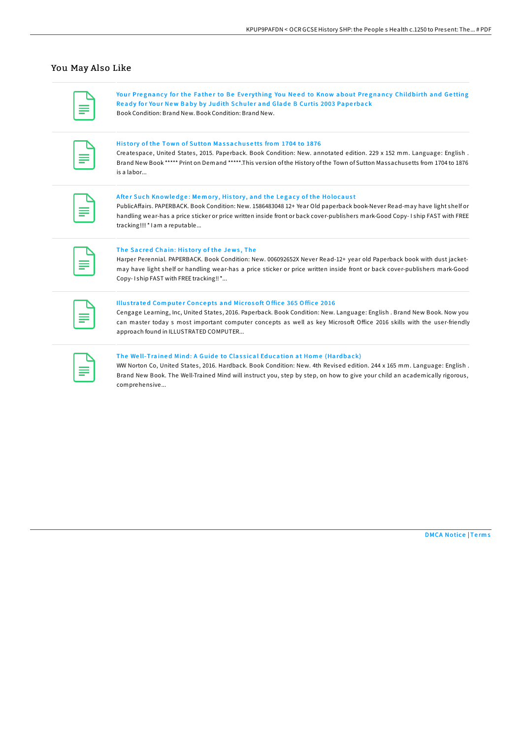## You May Also Like

**Your Pregnancy for the Father to Be Everything You Need to Know about Pregnancy Childbirth and Getting Ready for Your New Baby by Judith Schuler and Glade B Curtis 2003 Paperback**

Book Condition: Brand New. Book Condition: Brand New.

**History of the Town of Sutton Massachusetts from 1704 to 1876**

Createspace, United States, 2015. Paperback. Book Condition: New. annotated edition. 229 x 152 mm. Language: English . Brand New Book ***** Print on Demand *****.This version of the History of the Town of Sutton Massachusetts from 1704 to 1876 is a labor...

**After Such Knowledge: Memory, History, and the Legacy of the Holocaust**

PublicAffairs. PAPERBACK. Book Condition: New. 1586483048 12+ Year Old paperback book-Never Read-may have light shelf or handling wear-has a price sticker or price written inside front or back cover-publishers mark-Good Copy- I ship FAST with FREE tracking!!!! * I am a reputable...

**The Sacred Chain: History of the Jews, The**

Harper Perennial. PAPERBACK. Book Condition: New. 006092652X Never Read-12+ year old Paperback book with dust jacket-may have light shelf or handling wear-has a price sticker or price written inside front or back cover-publishers mark-Good Copy- I ship FAST with FREE tracking!! *...

**Illustrated Computer Concepts and Microsoft Office 365 Office 2016**

Cengage Learning, Inc, United States, 2016. Paperback. Book Condition: New. Language: English . Brand New Book. Now you can master today s most important computer concepts as well as key Microsoft Office 2016 skills with the user-friendly approach found in ILLUSTRATED COMPUTER...

**The Well-Trained Mind: A Guide to Classical Education at Home (Hardback)**

WW Norton Co, United States, 2016. Hardback. Book Condition: New. 4th Revised edition. 244 x 165 mm. Language: English . Brand New Book. The Well-Trained Mind will instruct you, step by step, on how to give your child an academically rigorous, comprehensive...